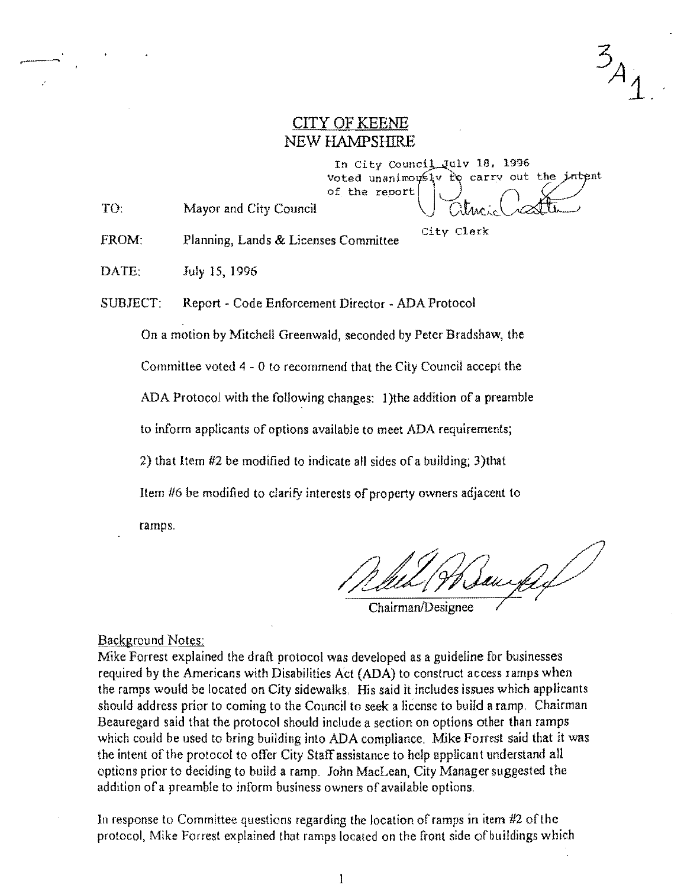3A1.

# CITY OF KEENE
## NEW HAMPSHIRE

In City Council July 18, 1996
Voted unanimously to carry out the intent of the report

City Clerk

TO: Mayor and City Council

FROM: Planning, Lands & Licenses Committee

DATE: July 15, 1996

SUBJECT: Report - Code Enforcement Director - ADA Protocol

On a motion by Mitchell Greenwald, seconded by Peter Bradshaw, the Committee voted 4 - 0 to recommend that the City Council accept the ADA Protocol with the following changes: 1)the addition of a preamble to inform applicants of options available to meet ADA requirements; 2) that Item #2 be modified to indicate all sides of a building; 3)that Item #6 be modified to clarify interests of property owners adjacent to ramps.

Chairman/Designee

Background Notes:

Mike Forrest explained the draft protocol was developed as a guideline for businesses required by the Americans with Disabilities Act (ADA) to construct access ramps when the ramps would be located on City sidewalks. His said it includes issues which applicants should address prior to coming to the Council to seek a license to build a ramp. Chairman Beauregard said that the protocol should include a section on options other than ramps which could be used to bring building into ADA compliance. Mike Forrest said that it was the intent of the protocol to offer City Staff assistance to help applicant understand all options prior to deciding to build a ramp. John MacLean, City Manager suggested the addition of a preamble to inform business owners of available options.

In response to Committee questions regarding the location of ramps in item #2 of the protocol, Mike Forrest explained that ramps located on the front side of buildings which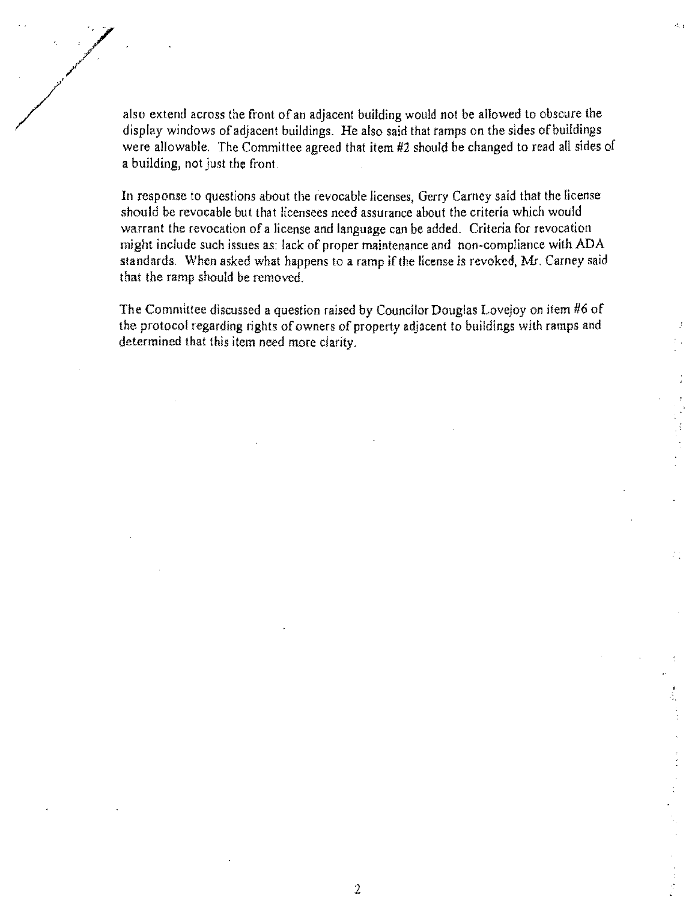also extend across the front of an adjacent building would not be allowed to obscure the display windows of adjacent buildings. He also said that ramps on the sides of buildings were allowable. The Committee agreed that item #2 should be changed to read all sides of a building, not just the front.

In response to questions about the revocable licenses, Gerry Carney said that the license should be revocable but that licensees need assurance about the criteria which would warrant the revocation of a license and language can be added. Criteria for revocation might include such issues as: lack of proper maintenance and non-compliance with ADA standards. When asked what happens to a ramp if the license is revoked, Mr. Carney said that the ramp should be removed.

The Committee discussed a question raised by Councilor Douglas Lovejoy on item #6 of the protocol regarding rights of owners of property adjacent to buildings with ramps and determined that this item need more clarity.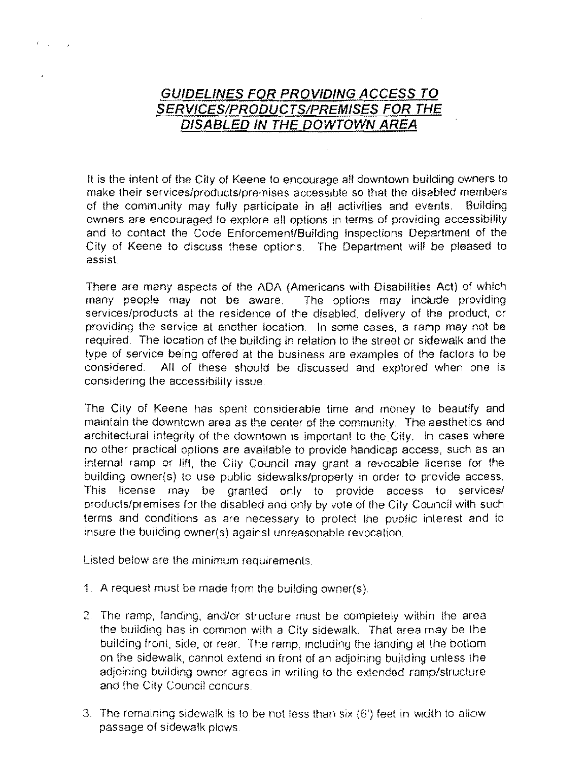## *GUIDELINES FOR PROVIDING ACCESS TO SERVICES/PRODUCTS/PREMISES FOR THE DISABLED IN THE DOWTOWN AREA*

It is the intent of the City of Keene to encourage all downtown building owners to make their services/products/premises accessible so that the disabled members of the community may fully participate in all activities and events. Building owners are encouraged to explore all options in terms of providing accessibility and to contact the Code Enforcement/Building Inspections Department of the City of Keene to discuss these options. The Department will be pleased to assist.

There are many aspects of the ADA (Americans with Disabilities Act) of which many people may not be aware. The options may include providing services/products at the residence of the disabled, delivery of the product, or providing the service at another location. In some cases, a ramp may not be required. The location of the building in relation to the street or sidewalk and the type of service being offered at the business are examples of the factors to be considered. All of these should be discussed and explored when one is considering the accessibility issue.

The City of Keene has spent considerable time and money to beautify and maintain the downtown area as the center of the community. The aesthetics and architectural integrity of the downtown is important to the City. In cases where no other practical options are available to provide handicap access, such as an internal ramp or lift, the City Council may grant a revocable license for the building owner(s) to use public sidewalks/property in order to provide access. This license may be granted only to provide access to services/ products/premises for the disabled and only by vote of the City Council with such terms and conditions as are necessary to protect the public interest and to insure the building owner(s) against unreasonable revocation.

Listed below are the minimum requirements.

1. A request must be made from the building owner(s).

2. The ramp, landing, and/or structure must be completely within the area the building has in common with a City sidewalk. That area may be the building front, side, or rear. The ramp, including the landing at the bottom on the sidewalk, cannot extend in front of an adjoining building unless the adjoining building owner agrees in writing to the extended ramp/structure and the City Council concurs.

3. The remaining sidewalk is to be not less than six (6') feet in width to allow passage of sidewalk plows.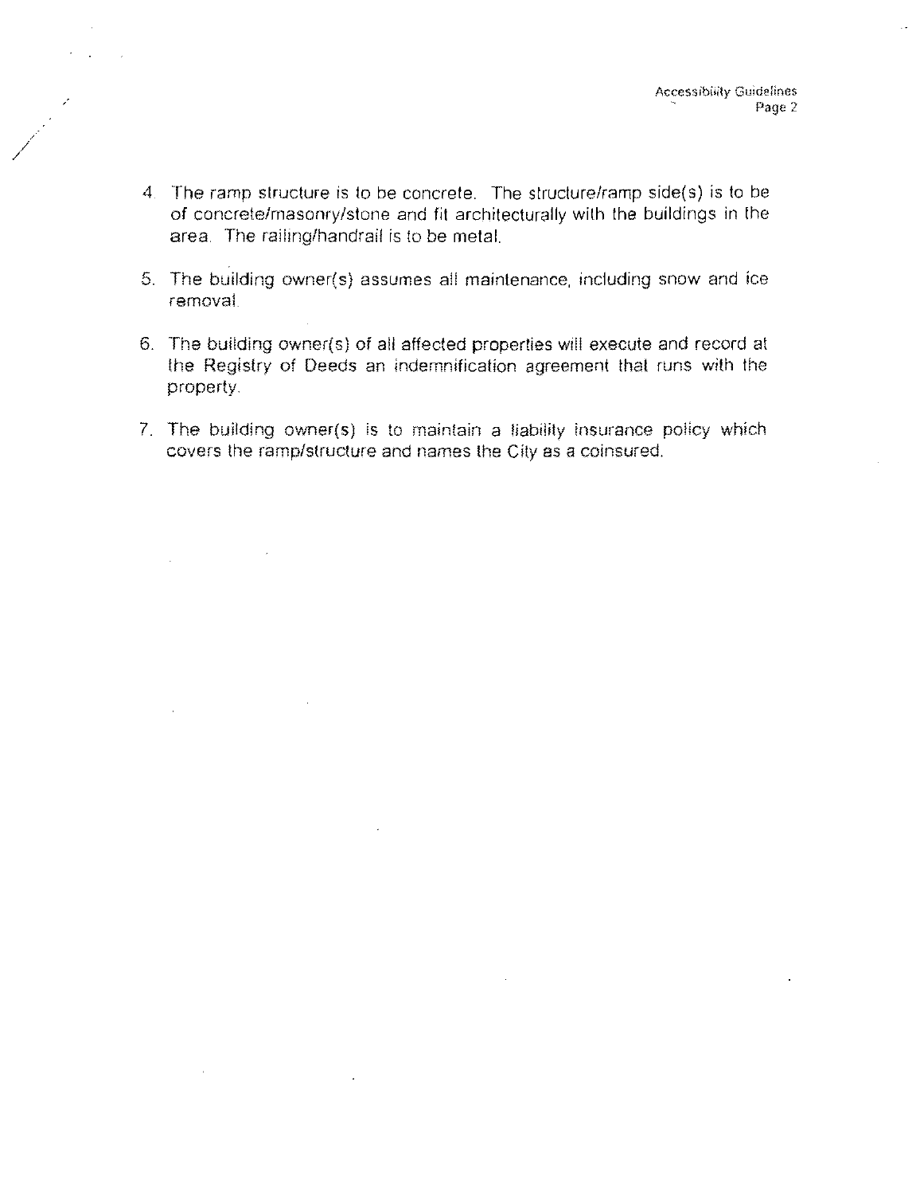4. The ramp structure is to be concrete. The structure/ramp side(s) is to be of concrete/masonry/stone and fit architecturally with the buildings in the area. The railing/handrail is to be metal.

5. The building owner(s) assumes all maintenance, including snow and ice removal.

6. The building owner(s) of all affected properties will execute and record at the Registry of Deeds an indemnification agreement that runs with the property.

7. The building owner(s) is to maintain a liability insurance policy which covers the ramp/structure and names the City as a coinsured.